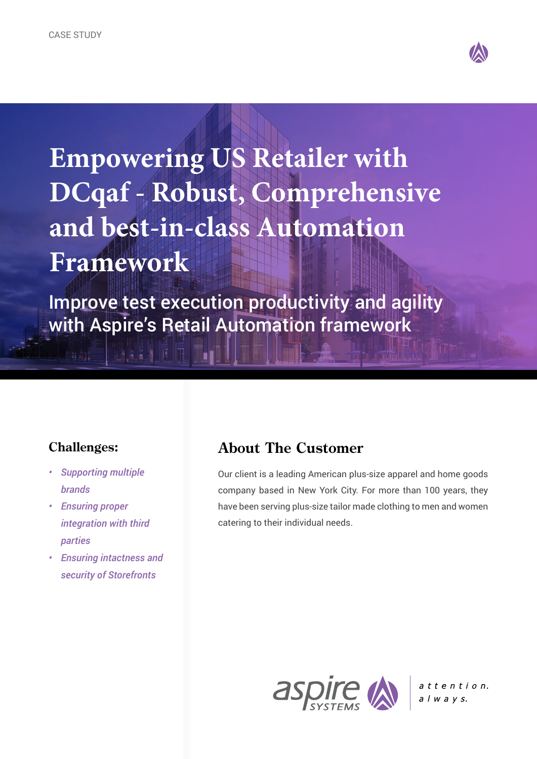CASE STUDY

# Empowering US Retailer with DCqaf - Robust, Comprehensive and best-in-class Automation Framework

## Improve test execution productivity and agility with Aspire's Retail Automation framework

### Challenges:

- *Supporting multiple brands*
- *Ensuring proper integration with third parties*
- *Ensuring intactness and security of Storefronts*

## About The Customer

Our client is a leading American plus-size apparel and home goods company based in New York City. For more than 100 years, they have been serving plus-size tailor made clothing to men and women catering to their individual needs.

aspire SYSTEMS | attention. always.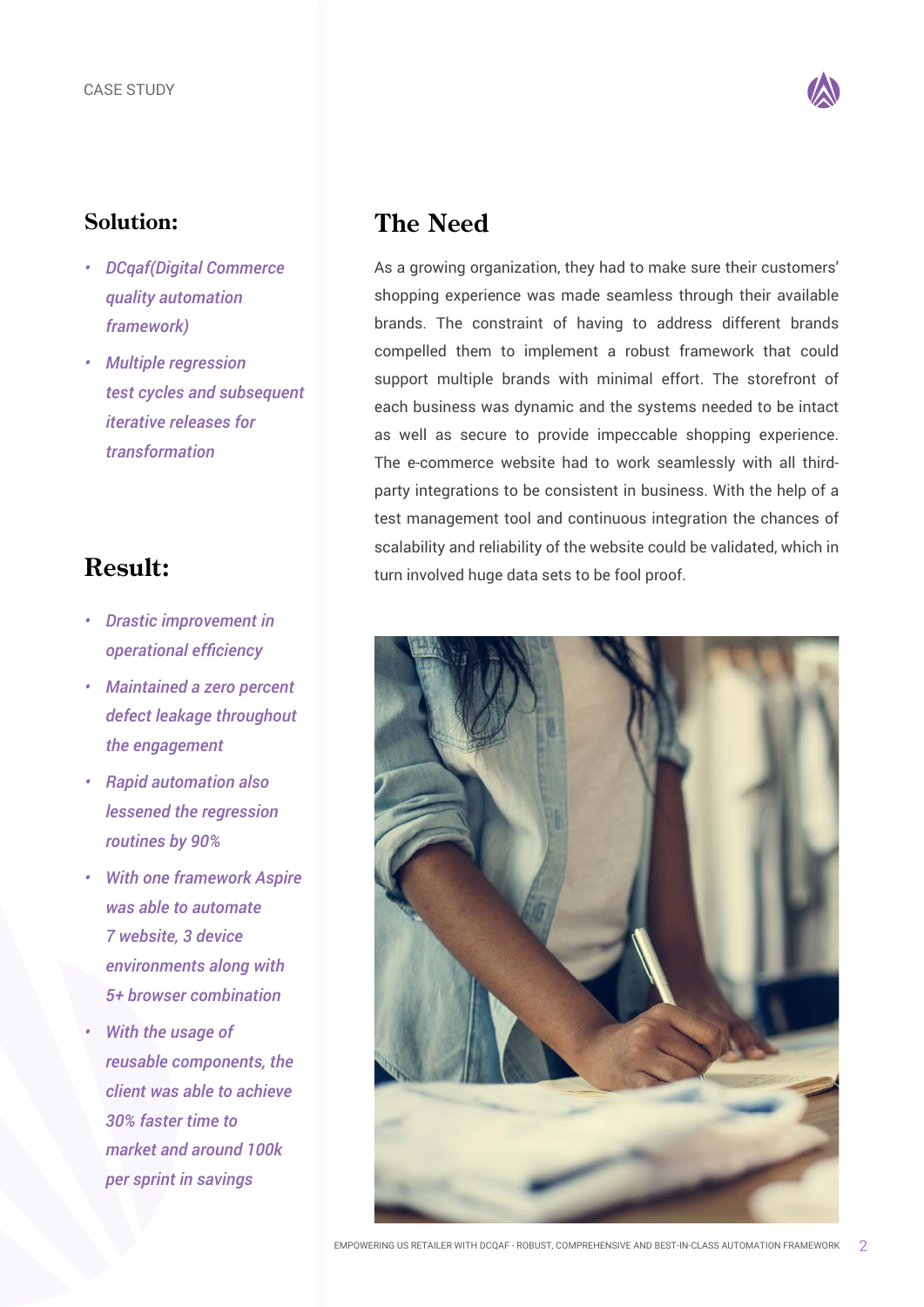## Solution:

- *DCqaf(Digital Commerce quality automation framework)*
- *Multiple regression test cycles and subsequent iterative releases for transformation*

## Result:

- *Drastic improvement in operational efficiency*
- *Maintained a zero percent defect leakage throughout the engagement*
- *Rapid automation also lessened the regression routines by 90%*
- *With one framework Aspire was able to automate 7 website, 3 device environments along with 5+ browser combination*
- *With the usage of reusable components, the client was able to achieve 30% faster time to market and around 100k per sprint in savings*

## The Need

As a growing organization, they had to make sure their customers' shopping experience was made seamless through their available brands. The constraint of having to address different brands compelled them to implement a robust framework that could support multiple brands with minimal effort. The storefront of each business was dynamic and the systems needed to be intact as well as secure to provide impeccable shopping experience. The e-commerce website had to work seamlessly with all third-party integrations to be consistent in business. With the help of a test management tool and continuous integration the chances of scalability and reliability of the website could be validated, which in turn involved huge data sets to be fool proof.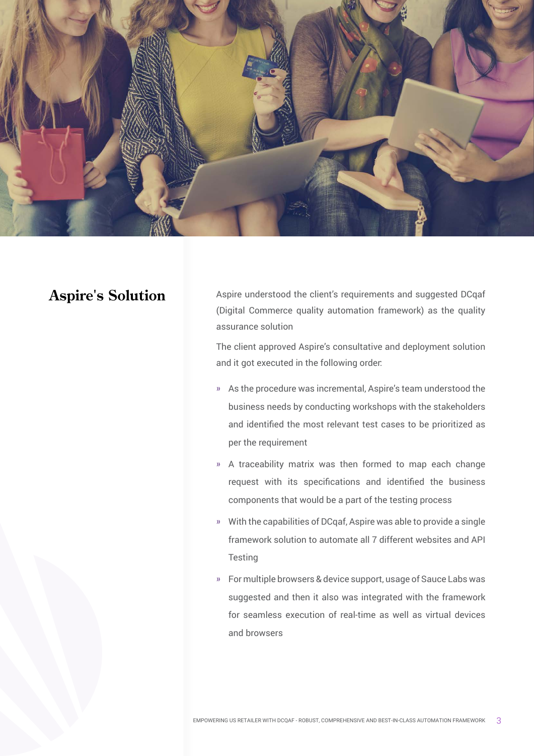## Aspire's Solution

Aspire understood the client's requirements and suggested DCqaf (Digital Commerce quality automation framework) as the quality assurance solution

The client approved Aspire's consultative and deployment solution and it got executed in the following order:

- As the procedure was incremental, Aspire's team understood the business needs by conducting workshops with the stakeholders and identified the most relevant test cases to be prioritized as per the requirement
- A traceability matrix was then formed to map each change request with its specifications and identified the business components that would be a part of the testing process
- With the capabilities of DCqaf, Aspire was able to provide a single framework solution to automate all 7 different websites and API Testing
- For multiple browsers & device support, usage of Sauce Labs was suggested and then it also was integrated with the framework for seamless execution of real-time as well as virtual devices and browsers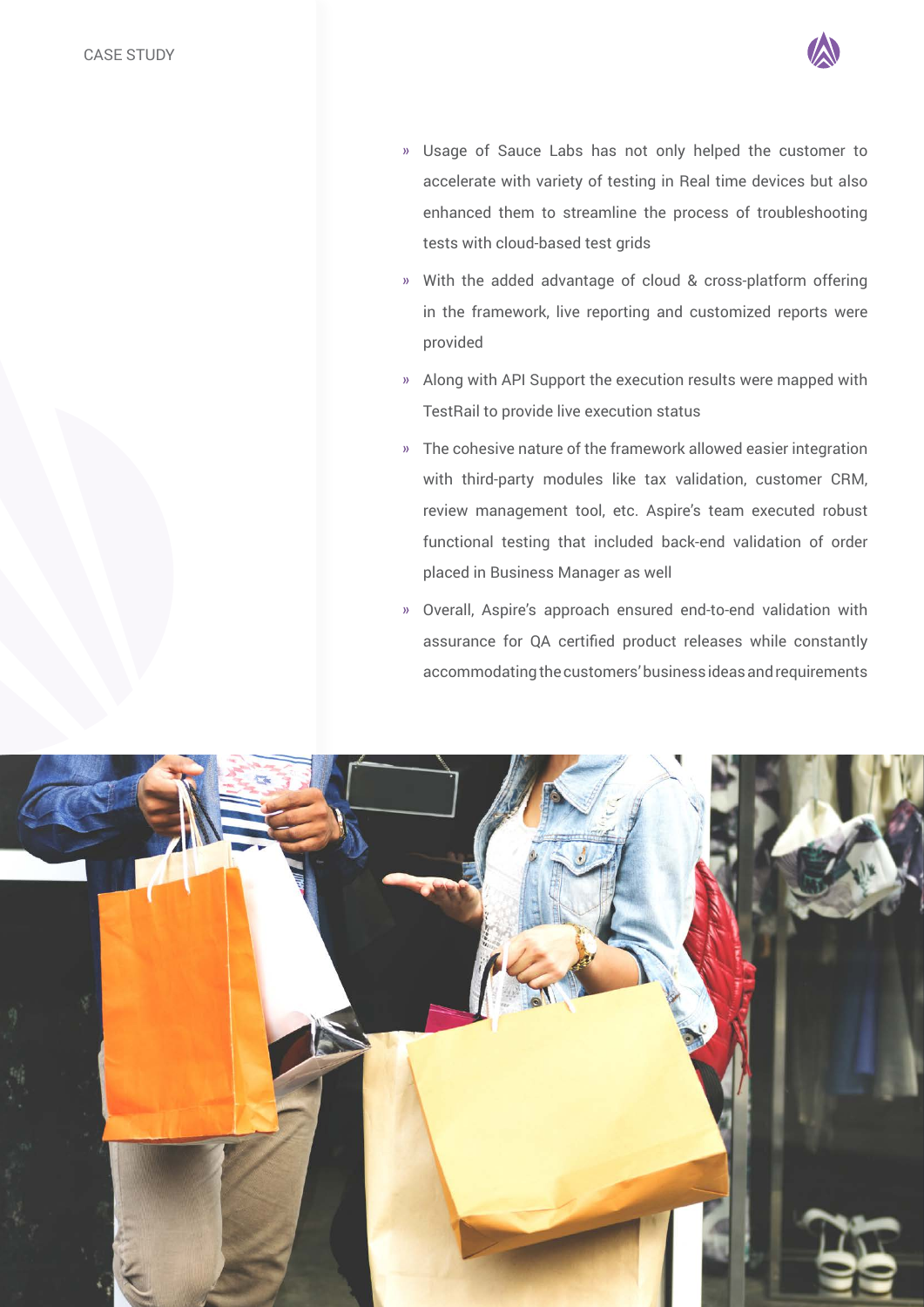- Usage of Sauce Labs has not only helped the customer to accelerate with variety of testing in Real time devices but also enhanced them to streamline the process of troubleshooting tests with cloud-based test grids
- With the added advantage of cloud & cross-platform offering in the framework, live reporting and customized reports were provided
- Along with API Support the execution results were mapped with TestRail to provide live execution status
- The cohesive nature of the framework allowed easier integration with third-party modules like tax validation, customer CRM, review management tool, etc. Aspire's team executed robust functional testing that included back-end validation of order placed in Business Manager as well
- Overall, Aspire's approach ensured end-to-end validation with assurance for QA certified product releases while constantly accommodating the customers' business ideas and requirements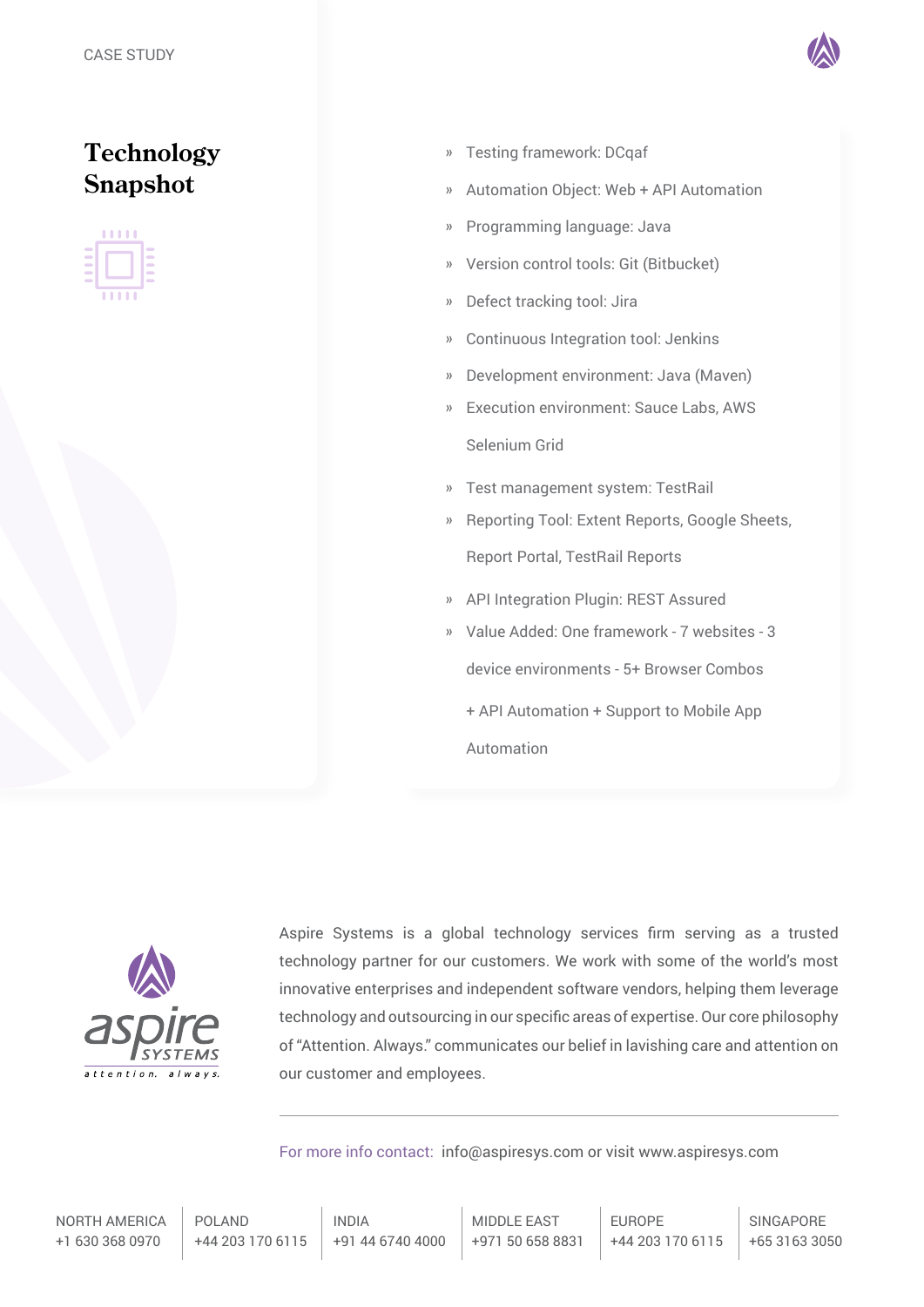CASE STUDY

## Technology Snapshot

- Testing framework: DCqaf
- Automation Object: Web + API Automation
- Programming language: Java
- Version control tools: Git (Bitbucket)
- Defect tracking tool: Jira
- Continuous Integration tool: Jenkins
- Development environment: Java (Maven)
- Execution environment: Sauce Labs, AWS Selenium Grid
- Test management system: TestRail
- Reporting Tool: Extent Reports, Google Sheets, Report Portal, TestRail Reports
- API Integration Plugin: REST Assured
- Value Added: One framework - 7 websites - 3 device environments - 5+ Browser Combos + API Automation + Support to Mobile App Automation

aspire SYSTEMS attention. always.

Aspire Systems is a global technology services firm serving as a trusted technology partner for our customers. We work with some of the world's most innovative enterprises and independent software vendors, helping them leverage technology and outsourcing in our specific areas of expertise. Our core philosophy of "Attention. Always." communicates our belief in lavishing care and attention on our customer and employees.

For more info contact: info@aspiresys.com or visit www.aspiresys.com

| NORTH AMERICA | POLAND | INDIA | MIDDLE EAST | EUROPE | SINGAPORE |
|---|---|---|---|---|---|
| +1 630 368 0970 | +44 203 170 6115 | +91 44 6740 4000 | +971 50 658 8831 | +44 203 170 6115 | +65 3163 3050 |